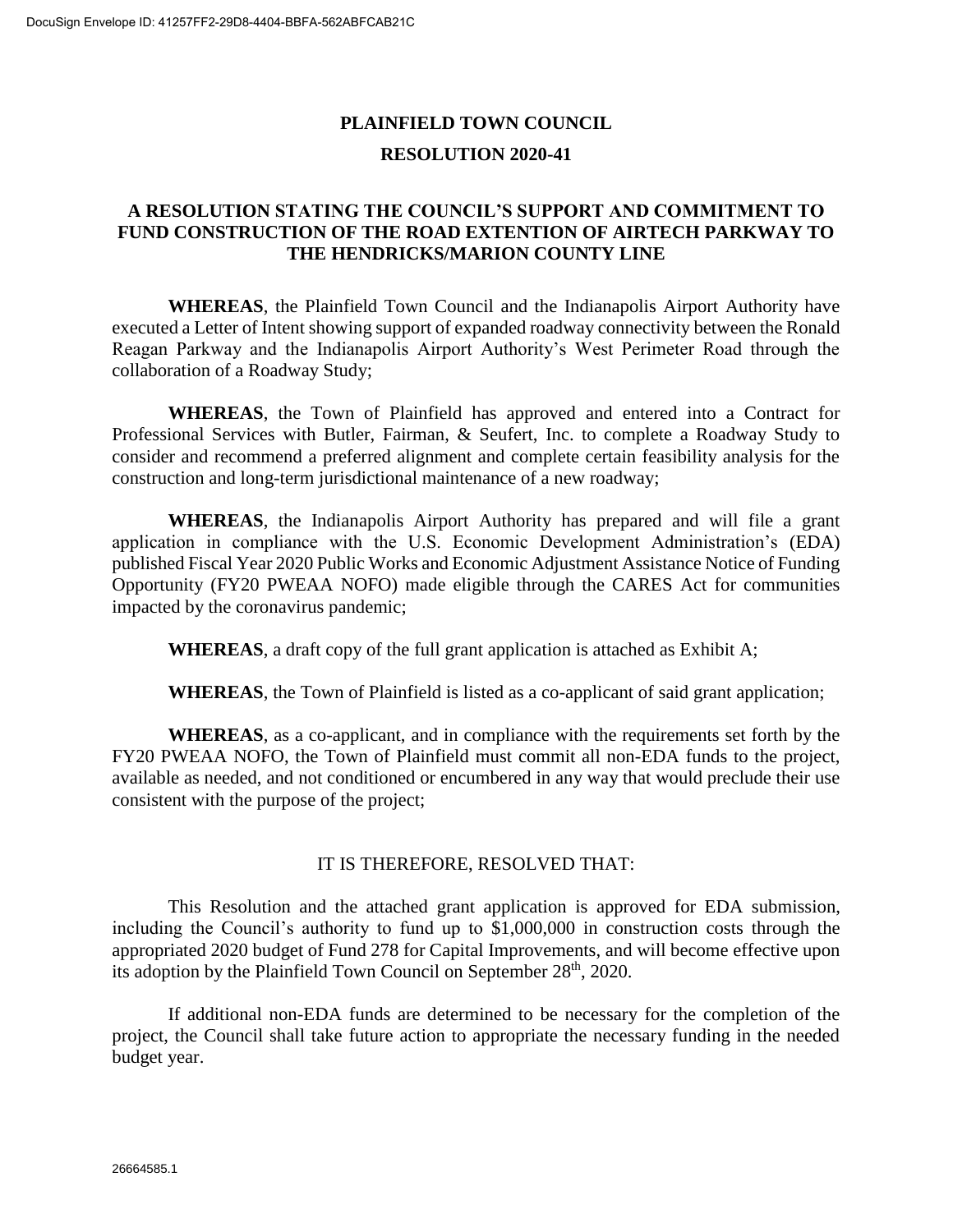# PLAINFIELD TOWN COUNCIL

## RESOLUTION 2020-41

### A RESOLUTION STATING THE COUNCIL'S SUPPORT AND COMMITMENT TO FUND CONSTRUCTION OF THE ROAD EXTENTION OF AIRTECH PARKWAY TO THE HENDRICKS/MARION COUNTY LINE

**WHEREAS**, the Plainfield Town Council and the Indianapolis Airport Authority have executed a Letter of Intent showing support of expanded roadway connectivity between the Ronald Reagan Parkway and the Indianapolis Airport Authority's West Perimeter Road through the collaboration of a Roadway Study;

**WHEREAS**, the Town of Plainfield has approved and entered into a Contract for Professional Services with Butler, Fairman, & Seufert, Inc. to complete a Roadway Study to consider and recommend a preferred alignment and complete certain feasibility analysis for the construction and long-term jurisdictional maintenance of a new roadway;

**WHEREAS**, the Indianapolis Airport Authority has prepared and will file a grant application in compliance with the U.S. Economic Development Administration's (EDA) published Fiscal Year 2020 Public Works and Economic Adjustment Assistance Notice of Funding Opportunity (FY20 PWEAA NOFO) made eligible through the CARES Act for communities impacted by the coronavirus pandemic;

**WHEREAS**, a draft copy of the full grant application is attached as Exhibit A;

**WHEREAS**, the Town of Plainfield is listed as a co-applicant of said grant application;

**WHEREAS**, as a co-applicant, and in compliance with the requirements set forth by the FY20 PWEAA NOFO, the Town of Plainfield must commit all non-EDA funds to the project, available as needed, and not conditioned or encumbered in any way that would preclude their use consistent with the purpose of the project;

IT IS THEREFORE, RESOLVED THAT:

This Resolution and the attached grant application is approved for EDA submission, including the Council's authority to fund up to $1,000,000 in construction costs through the appropriated 2020 budget of Fund 278 for Capital Improvements, and will become effective upon its adoption by the Plainfield Town Council on September 28th, 2020.

If additional non-EDA funds are determined to be necessary for the completion of the project, the Council shall take future action to appropriate the necessary funding in the needed budget year.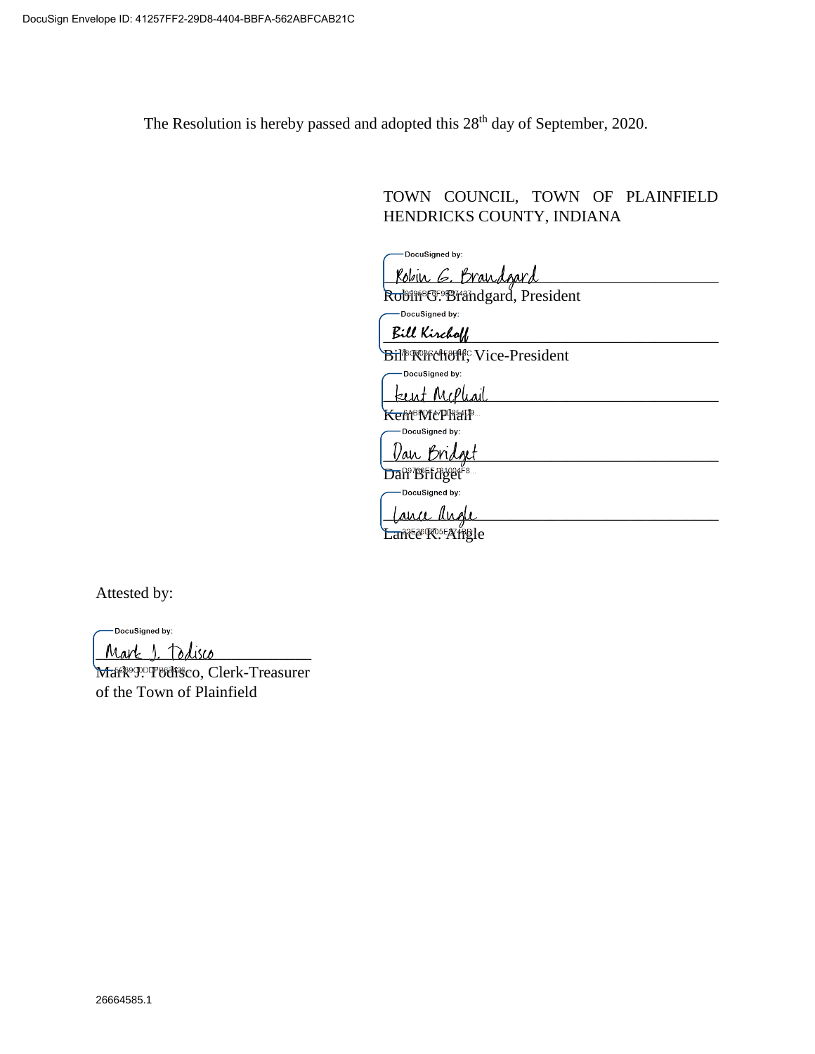The Resolution is hereby passed and adopted this 28th day of September, 2020.

TOWN COUNCIL, TOWN OF PLAINFIELD
HENDRICKS COUNTY, INDIANA

DocuSigned by:
Robin G. Brandgard
Robin G. Brandgard, President

DocuSigned by:
Bill Kirchoff
Bill Kirchoff, Vice-President

DocuSigned by:
Kent McPhail
Kent McPhail

DocuSigned by:
Dan Bridget
Dan Bridget

DocuSigned by:
Lance Angle
Lance K. Angle

Attested by:

DocuSigned by:
Mark J. Todisco
Mark J. Todisco, Clerk-Treasurer
of the Town of Plainfield

26664585.1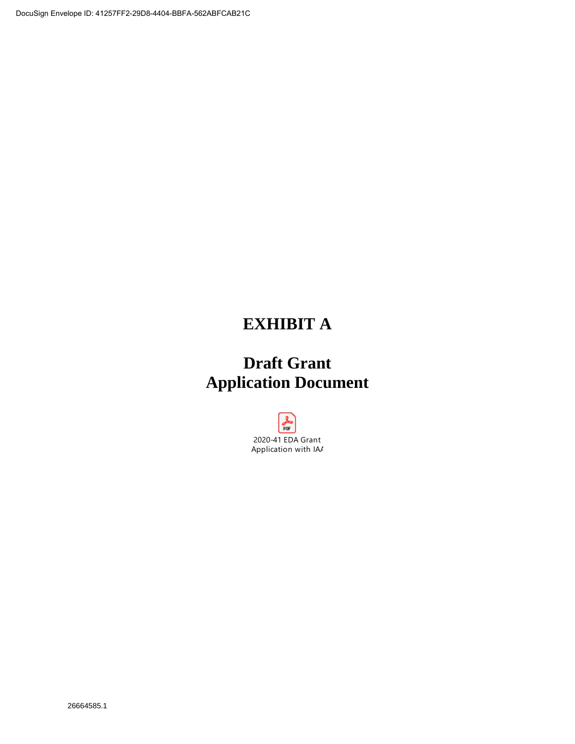# EXHIBIT A

# Draft Grant Application Document

2020-41 EDA Grant Application with IAA